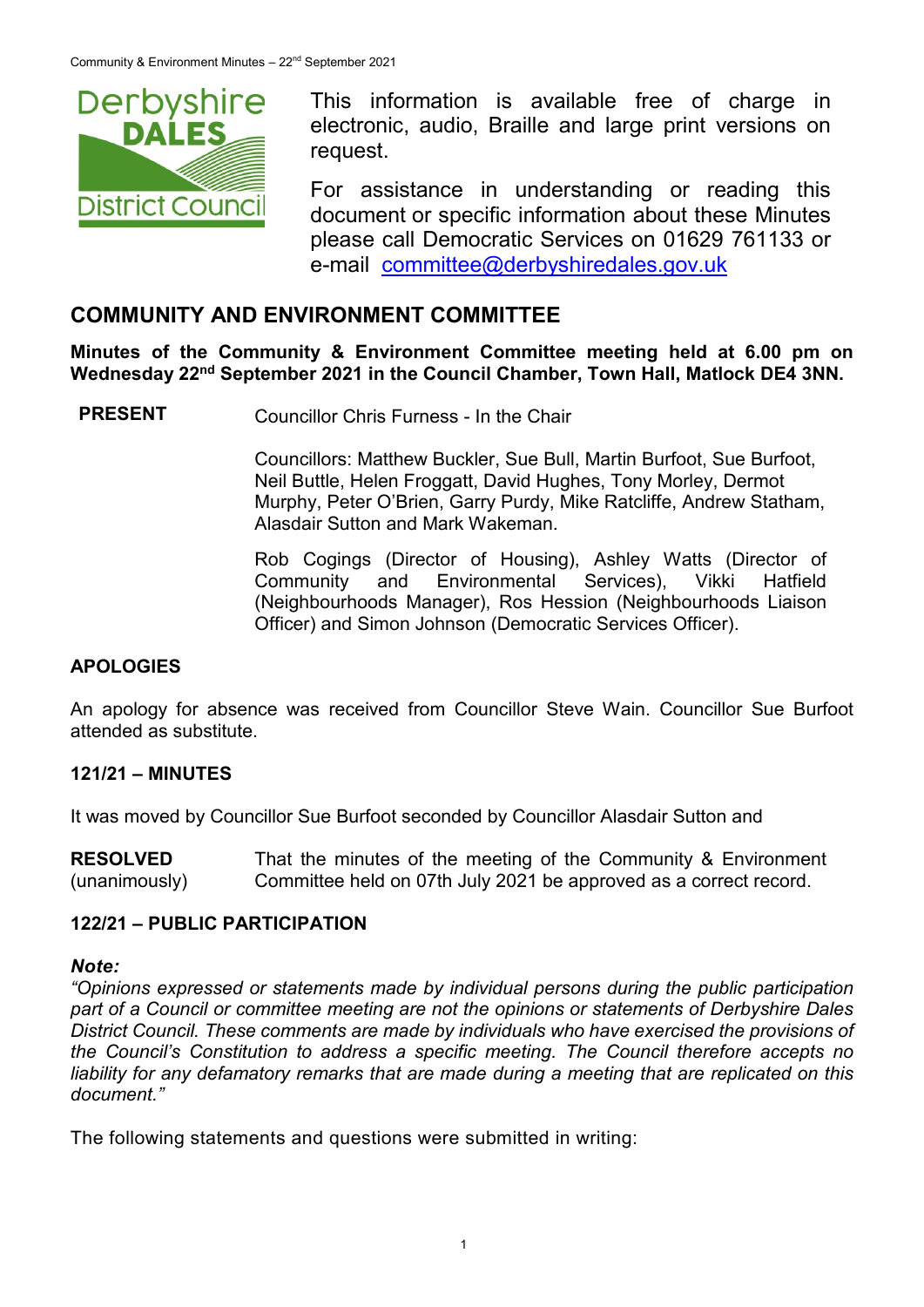This information is available free of charge in electronic, audio, Braille and large print versions on request.

For assistance in understanding or reading this document or specific information about these Minutes please call Democratic Services on 01629 761133 or e-mail committee@derbyshiredales.gov.uk

## COMMUNITY AND ENVIRONMENT COMMITTEE

**Minutes of the Community & Environment Committee meeting held at 6.00 pm on Wednesday 22nd September 2021 in the Council Chamber, Town Hall, Matlock DE4 3NN.**

**PRESENT** Councillor Chris Furness - In the Chair

Councillors: Matthew Buckler, Sue Bull, Martin Burfoot, Sue Burfoot, Neil Buttle, Helen Froggatt, David Hughes, Tony Morley, Dermot Murphy, Peter O'Brien, Garry Purdy, Mike Ratcliffe, Andrew Statham, Alasdair Sutton and Mark Wakeman.

Rob Cogings (Director of Housing), Ashley Watts (Director of Community and Environmental Services), Vikki Hatfield (Neighbourhoods Manager), Ros Hession (Neighbourhoods Liaison Officer) and Simon Johnson (Democratic Services Officer).

### APOLOGIES

An apology for absence was received from Councillor Steve Wain. Councillor Sue Burfoot attended as substitute.

### 121/21 – MINUTES

It was moved by Councillor Sue Burfoot seconded by Councillor Alasdair Sutton and

**RESOLVED** (unanimously) That the minutes of the meeting of the Community & Environment Committee held on 07th July 2021 be approved as a correct record.

### 122/21 – PUBLIC PARTICIPATION

***Note:***

*"Opinions expressed or statements made by individual persons during the public participation part of a Council or committee meeting are not the opinions or statements of Derbyshire Dales District Council. These comments are made by individuals who have exercised the provisions of the Council's Constitution to address a specific meeting. The Council therefore accepts no liability for any defamatory remarks that are made during a meeting that are replicated on this document."*

The following statements and questions were submitted in writing: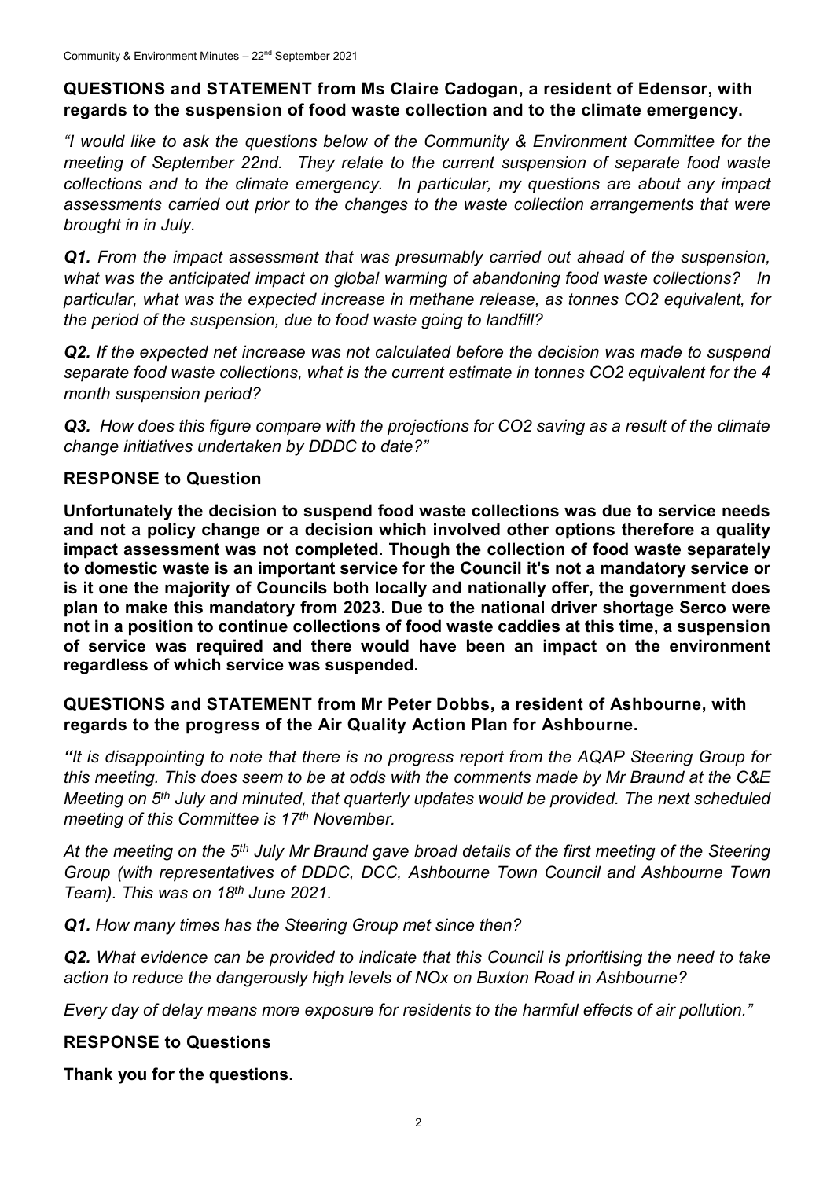**QUESTIONS and STATEMENT from Ms Claire Cadogan, a resident of Edensor, with regards to the suspension of food waste collection and to the climate emergency.**

*"I would like to ask the questions below of the Community & Environment Committee for the meeting of September 22nd. They relate to the current suspension of separate food waste collections and to the climate emergency. In particular, my questions are about any impact assessments carried out prior to the changes to the waste collection arrangements that were brought in in July.*

***Q1.*** *From the impact assessment that was presumably carried out ahead of the suspension, what was the anticipated impact on global warming of abandoning food waste collections? In particular, what was the expected increase in methane release, as tonnes CO2 equivalent, for the period of the suspension, due to food waste going to landfill?*

***Q2.*** *If the expected net increase was not calculated before the decision was made to suspend separate food waste collections, what is the current estimate in tonnes CO2 equivalent for the 4 month suspension period?*

***Q3.*** *How does this figure compare with the projections for CO2 saving as a result of the climate change initiatives undertaken by DDDC to date?"*

**RESPONSE to Question**

**Unfortunately the decision to suspend food waste collections was due to service needs and not a policy change or a decision which involved other options therefore a quality impact assessment was not completed. Though the collection of food waste separately to domestic waste is an important service for the Council it's not a mandatory service or is it one the majority of Councils both locally and nationally offer, the government does plan to make this mandatory from 2023. Due to the national driver shortage Serco were not in a position to continue collections of food waste caddies at this time, a suspension of service was required and there would have been an impact on the environment regardless of which service was suspended.**

**QUESTIONS and STATEMENT from Mr Peter Dobbs, a resident of Ashbourne, with regards to the progress of the Air Quality Action Plan for Ashbourne.**

***"****It is disappointing to note that there is no progress report from the AQAP Steering Group for this meeting. This does seem to be at odds with the comments made by Mr Braund at the C&E Meeting on 5th July and minuted, that quarterly updates would be provided. The next scheduled meeting of this Committee is 17th November.*

*At the meeting on the 5th July Mr Braund gave broad details of the first meeting of the Steering Group (with representatives of DDDC, DCC, Ashbourne Town Council and Ashbourne Town Team). This was on 18th June 2021.*

***Q1.*** *How many times has the Steering Group met since then?*

***Q2.*** *What evidence can be provided to indicate that this Council is prioritising the need to take action to reduce the dangerously high levels of NOx on Buxton Road in Ashbourne?*

*Every day of delay means more exposure for residents to the harmful effects of air pollution."*

**RESPONSE to Questions**

**Thank you for the questions.**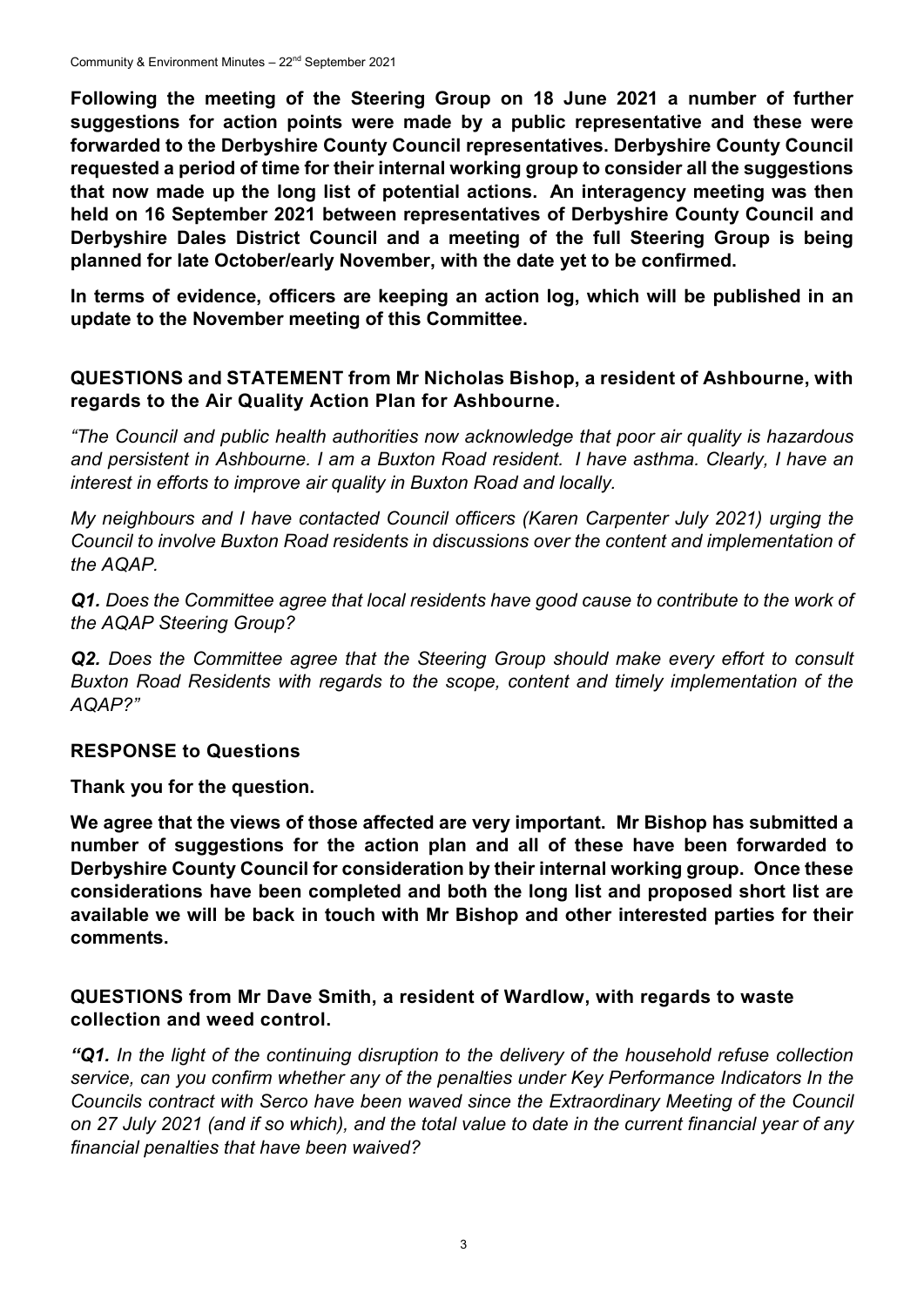**Following the meeting of the Steering Group on 18 June 2021 a number of further suggestions for action points were made by a public representative and these were forwarded to the Derbyshire County Council representatives. Derbyshire County Council requested a period of time for their internal working group to consider all the suggestions that now made up the long list of potential actions. An interagency meeting was then held on 16 September 2021 between representatives of Derbyshire County Council and Derbyshire Dales District Council and a meeting of the full Steering Group is being planned for late October/early November, with the date yet to be confirmed.**

**In terms of evidence, officers are keeping an action log, which will be published in an update to the November meeting of this Committee.**

### QUESTIONS and STATEMENT from Mr Nicholas Bishop, a resident of Ashbourne, with regards to the Air Quality Action Plan for Ashbourne.

*"The Council and public health authorities now acknowledge that poor air quality is hazardous and persistent in Ashbourne. I am a Buxton Road resident. I have asthma. Clearly, I have an interest in efforts to improve air quality in Buxton Road and locally.*

*My neighbours and I have contacted Council officers (Karen Carpenter July 2021) urging the Council to involve Buxton Road residents in discussions over the content and implementation of the AQAP.*

***Q1.** Does the Committee agree that local residents have good cause to contribute to the work of the AQAP Steering Group?*

***Q2.** Does the Committee agree that the Steering Group should make every effort to consult Buxton Road Residents with regards to the scope, content and timely implementation of the AQAP?"*

### RESPONSE to Questions

**Thank you for the question.**

**We agree that the views of those affected are very important. Mr Bishop has submitted a number of suggestions for the action plan and all of these have been forwarded to Derbyshire County Council for consideration by their internal working group. Once these considerations have been completed and both the long list and proposed short list are available we will be back in touch with Mr Bishop and other interested parties for their comments.**

### QUESTIONS from Mr Dave Smith, a resident of Wardlow, with regards to waste collection and weed control.

***"Q1.** In the light of the continuing disruption to the delivery of the household refuse collection service, can you confirm whether any of the penalties under Key Performance Indicators In the Councils contract with Serco have been waved since the Extraordinary Meeting of the Council on 27 July 2021 (and if so which), and the total value to date in the current financial year of any financial penalties that have been waived?*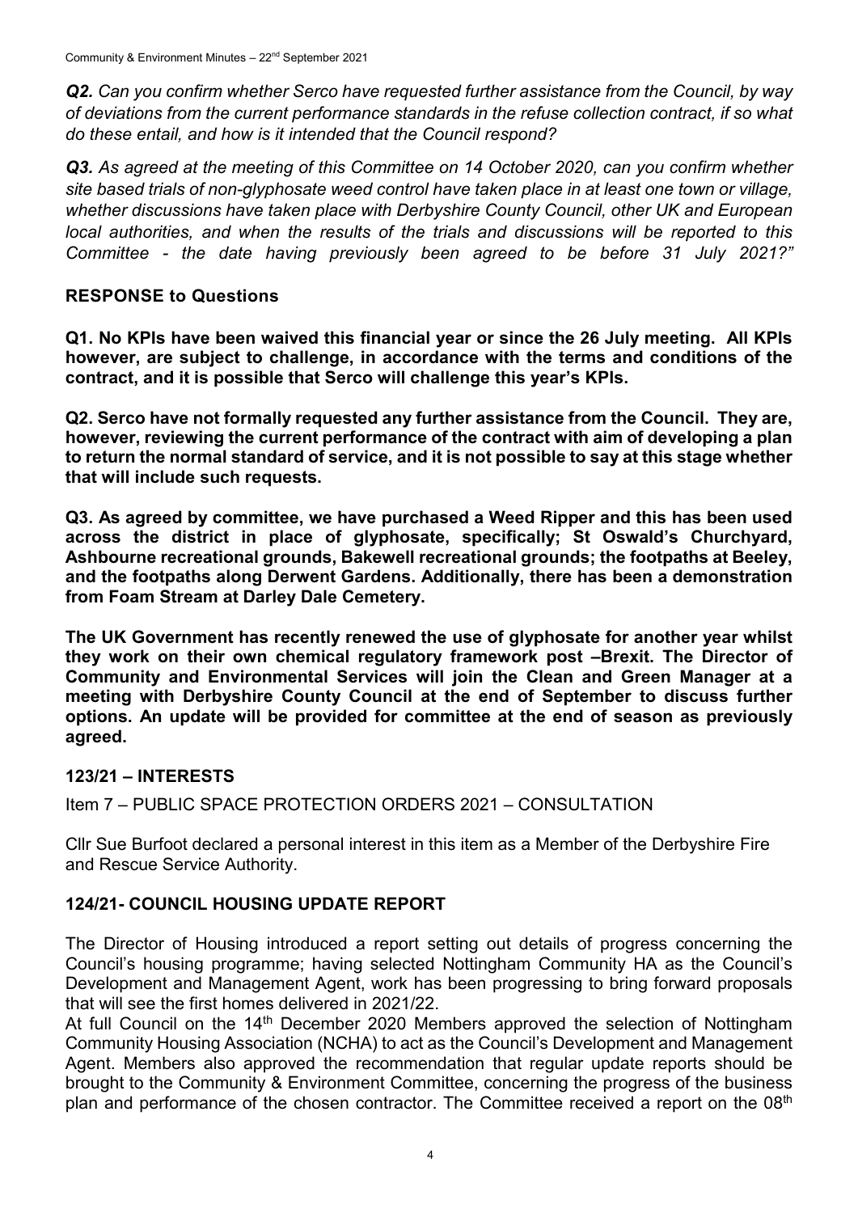***Q2.** Can you confirm whether Serco have requested further assistance from the Council, by way of deviations from the current performance standards in the refuse collection contract, if so what do these entail, and how is it intended that the Council respond?*

***Q3.** As agreed at the meeting of this Committee on 14 October 2020, can you confirm whether site based trials of non-glyphosate weed control have taken place in at least one town or village, whether discussions have taken place with Derbyshire County Council, other UK and European local authorities, and when the results of the trials and discussions will be reported to this Committee - the date having previously been agreed to be before 31 July 2021?"*

## RESPONSE to Questions

**Q1. No KPIs have been waived this financial year or since the 26 July meeting. All KPIs however, are subject to challenge, in accordance with the terms and conditions of the contract, and it is possible that Serco will challenge this year's KPIs.**

**Q2. Serco have not formally requested any further assistance from the Council. They are, however, reviewing the current performance of the contract with aim of developing a plan to return the normal standard of service, and it is not possible to say at this stage whether that will include such requests.**

**Q3. As agreed by committee, we have purchased a Weed Ripper and this has been used across the district in place of glyphosate, specifically; St Oswald's Churchyard, Ashbourne recreational grounds, Bakewell recreational grounds; the footpaths at Beeley, and the footpaths along Derwent Gardens. Additionally, there has been a demonstration from Foam Stream at Darley Dale Cemetery.**

**The UK Government has recently renewed the use of glyphosate for another year whilst they work on their own chemical regulatory framework post –Brexit. The Director of Community and Environmental Services will join the Clean and Green Manager at a meeting with Derbyshire County Council at the end of September to discuss further options. An update will be provided for committee at the end of season as previously agreed.**

## 123/21 – INTERESTS

Item 7 – PUBLIC SPACE PROTECTION ORDERS 2021 – CONSULTATION

Cllr Sue Burfoot declared a personal interest in this item as a Member of the Derbyshire Fire and Rescue Service Authority.

## 124/21- COUNCIL HOUSING UPDATE REPORT

The Director of Housing introduced a report setting out details of progress concerning the Council's housing programme; having selected Nottingham Community HA as the Council's Development and Management Agent, work has been progressing to bring forward proposals that will see the first homes delivered in 2021/22.

At full Council on the 14th December 2020 Members approved the selection of Nottingham Community Housing Association (NCHA) to act as the Council's Development and Management Agent. Members also approved the recommendation that regular update reports should be brought to the Community & Environment Committee, concerning the progress of the business plan and performance of the chosen contractor. The Committee received a report on the 08th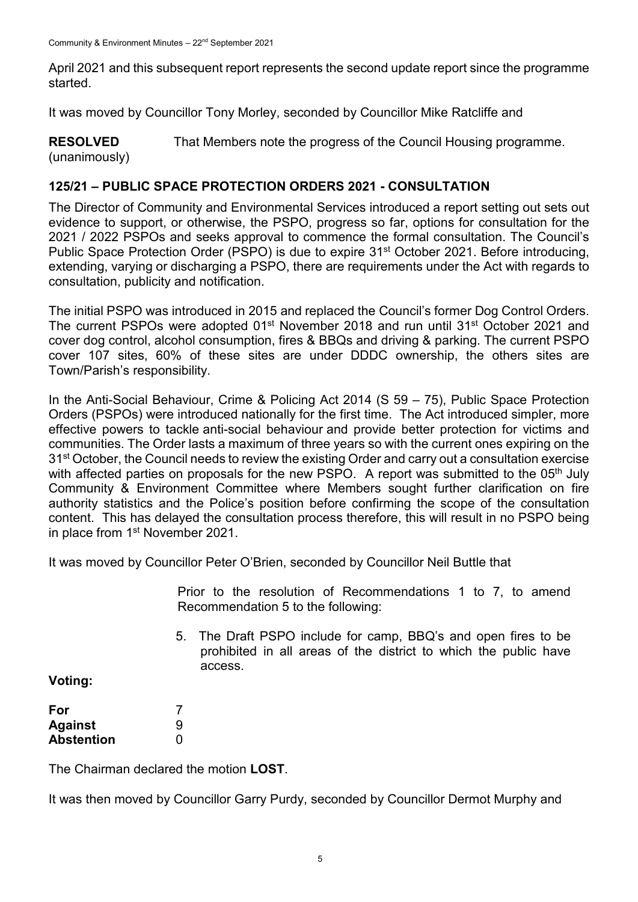April 2021 and this subsequent report represents the second update report since the programme started.

It was moved by Councillor Tony Morley, seconded by Councillor Mike Ratcliffe and

**RESOLVED** (unanimously) That Members note the progress of the Council Housing programme.

## 125/21 – PUBLIC SPACE PROTECTION ORDERS 2021 - CONSULTATION

The Director of Community and Environmental Services introduced a report setting out sets out evidence to support, or otherwise, the PSPO, progress so far, options for consultation for the 2021 / 2022 PSPOs and seeks approval to commence the formal consultation. The Council's Public Space Protection Order (PSPO) is due to expire 31st October 2021. Before introducing, extending, varying or discharging a PSPO, there are requirements under the Act with regards to consultation, publicity and notification.

The initial PSPO was introduced in 2015 and replaced the Council's former Dog Control Orders. The current PSPOs were adopted 01st November 2018 and run until 31st October 2021 and cover dog control, alcohol consumption, fires & BBQs and driving & parking. The current PSPO cover 107 sites, 60% of these sites are under DDDC ownership, the others sites are Town/Parish's responsibility.

In the Anti-Social Behaviour, Crime & Policing Act 2014 (S 59 – 75), Public Space Protection Orders (PSPOs) were introduced nationally for the first time. The Act introduced simpler, more effective powers to tackle anti-social behaviour and provide better protection for victims and communities. The Order lasts a maximum of three years so with the current ones expiring on the 31st October, the Council needs to review the existing Order and carry out a consultation exercise with affected parties on proposals for the new PSPO. A report was submitted to the 05th July Community & Environment Committee where Members sought further clarification on fire authority statistics and the Police's position before confirming the scope of the consultation content. This has delayed the consultation process therefore, this will result in no PSPO being in place from 1st November 2021.

It was moved by Councillor Peter O'Brien, seconded by Councillor Neil Buttle that

> Prior to the resolution of Recommendations 1 to 7, to amend Recommendation 5 to the following:
>
> 5. The Draft PSPO include for camp, BBQ's and open fires to be prohibited in all areas of the district to which the public have access.

**Voting:**

| | |
|---|---|
| **For** | 7 |
| **Against** | 9 |
| **Abstention** | 0 |

The Chairman declared the motion **LOST**.

It was then moved by Councillor Garry Purdy, seconded by Councillor Dermot Murphy and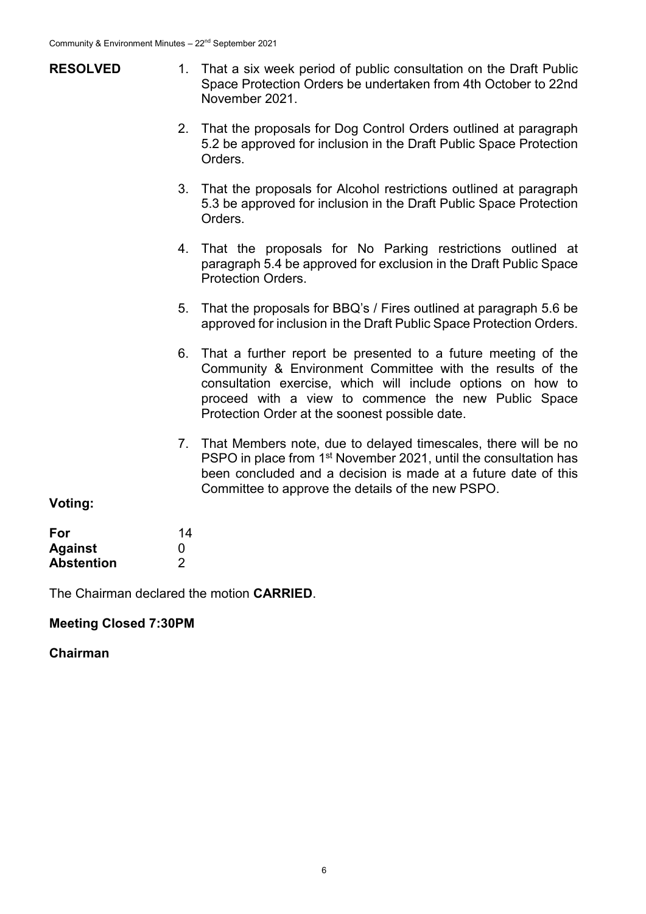**RESOLVED**

1. That a six week period of public consultation on the Draft Public Space Protection Orders be undertaken from 4th October to 22nd November 2021.

2. That the proposals for Dog Control Orders outlined at paragraph 5.2 be approved for inclusion in the Draft Public Space Protection Orders.

3. That the proposals for Alcohol restrictions outlined at paragraph 5.3 be approved for inclusion in the Draft Public Space Protection Orders.

4. That the proposals for No Parking restrictions outlined at paragraph 5.4 be approved for exclusion in the Draft Public Space Protection Orders.

5. That the proposals for BBQ's / Fires outlined at paragraph 5.6 be approved for inclusion in the Draft Public Space Protection Orders.

6. That a further report be presented to a future meeting of the Community & Environment Committee with the results of the consultation exercise, which will include options on how to proceed with a view to commence the new Public Space Protection Order at the soonest possible date.

7. That Members note, due to delayed timescales, there will be no PSPO in place from 1st November 2021, until the consultation has been concluded and a decision is made at a future date of this Committee to approve the details of the new PSPO.

**Voting:**

| | |
|---|---|
| **For** | 14 |
| **Against** | 0 |
| **Abstention** | 2 |

The Chairman declared the motion **CARRIED**.

**Meeting Closed 7:30PM**

**Chairman**